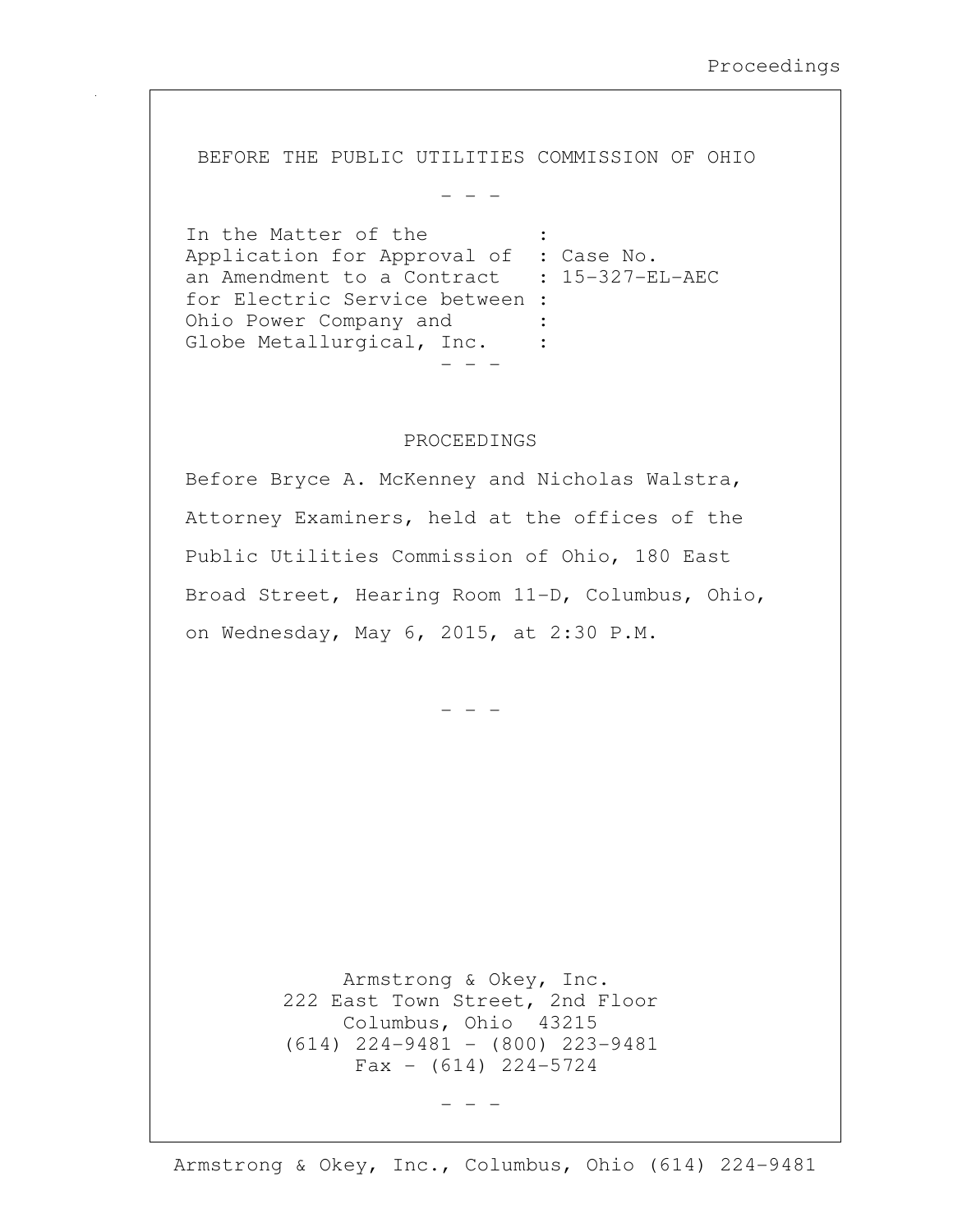BEFORE THE PUBLIC UTILITIES COMMISSION OF OHIO

\- - -

| | |
|---|---|
| In the Matter of the | : |
| Application for Approval of | : Case No. |
| an Amendment to a Contract | : 15-327-EL-AEC |
| for Electric Service between | : |
| Ohio Power Company and | : |
| Globe Metallurgical, Inc. | : |

\- - -

PROCEEDINGS

Before Bryce A. McKenney and Nicholas Walstra, Attorney Examiners, held at the offices of the Public Utilities Commission of Ohio, 180 East Broad Street, Hearing Room 11-D, Columbus, Ohio, on Wednesday, May 6, 2015, at 2:30 P.M.

\- - -

Armstrong & Okey, Inc.
222 East Town Street, 2nd Floor
Columbus, Ohio 43215
(614) 224-9481 - (800) 223-9481
Fax - (614) 224-5724

\- - -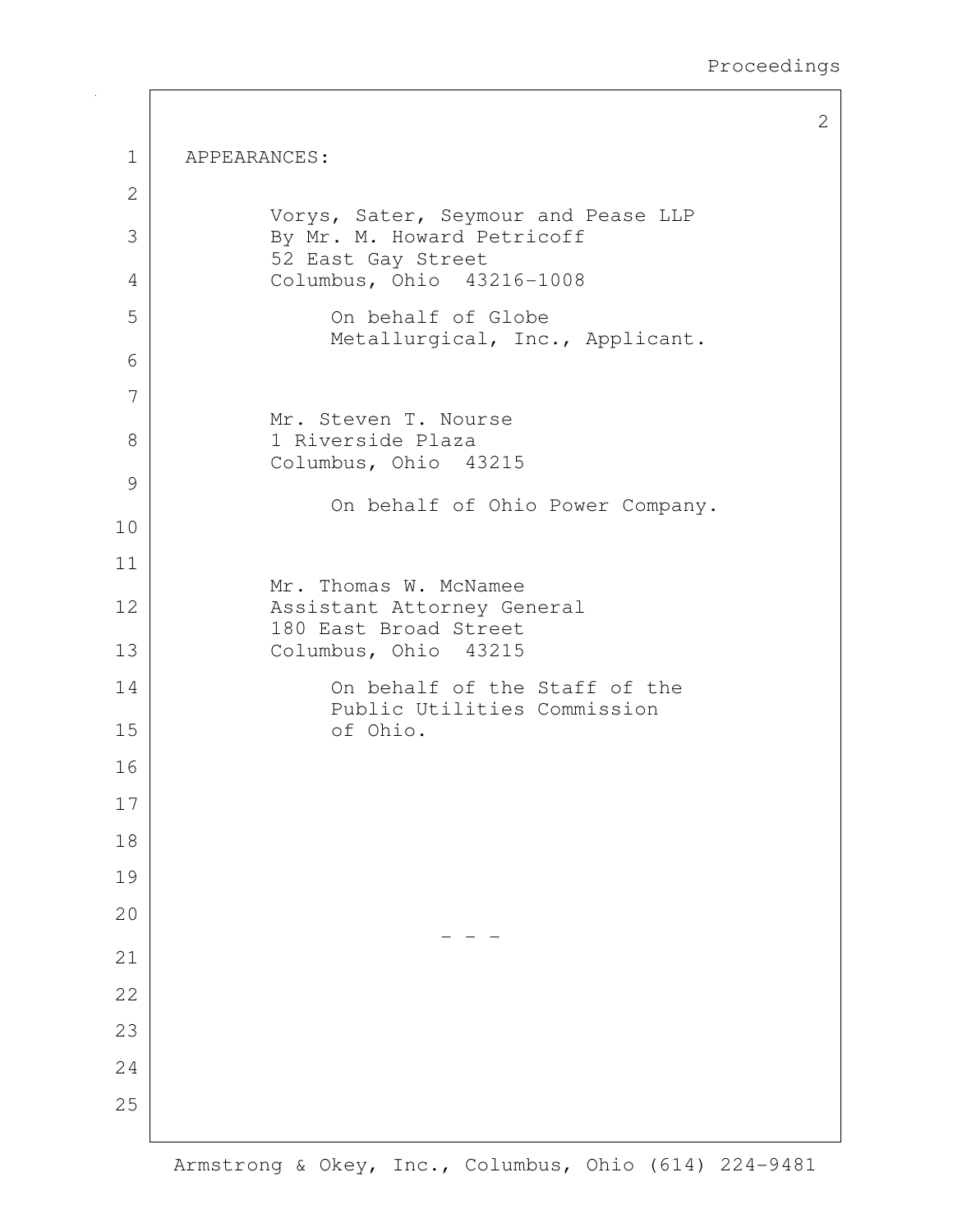APPEARANCES:

Vorys, Sater, Seymour and Pease LLP
By Mr. M. Howard Petricoff
52 East Gay Street
Columbus, Ohio 43216-1008

On behalf of Globe Metallurgical, Inc., Applicant.

Mr. Steven T. Nourse
1 Riverside Plaza
Columbus, Ohio 43215

On behalf of Ohio Power Company.

Mr. Thomas W. McNamee
Assistant Attorney General
180 East Broad Street
Columbus, Ohio 43215

On behalf of the Staff of the Public Utilities Commission of Ohio.

\- - -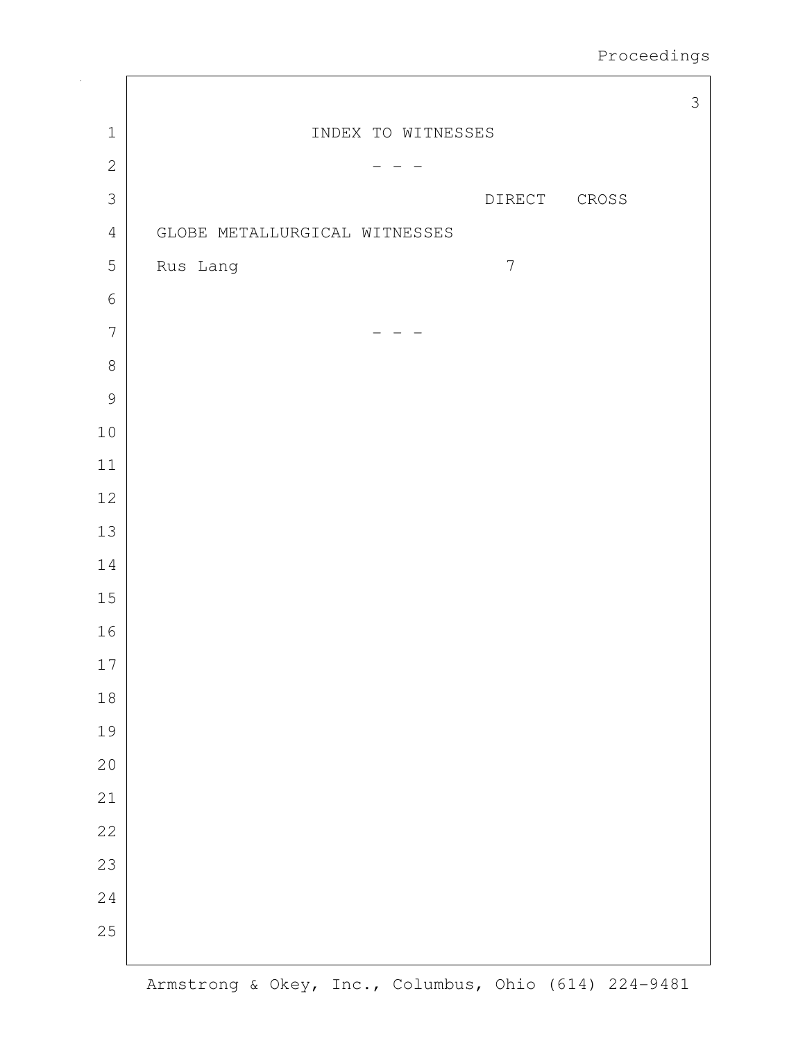# INDEX TO WITNESSES

- - -

| | DIRECT | CROSS |
|---|---|---|
| GLOBE METALLURGICAL WITNESSES | | |
| Rus Lang | 7 | |

- - -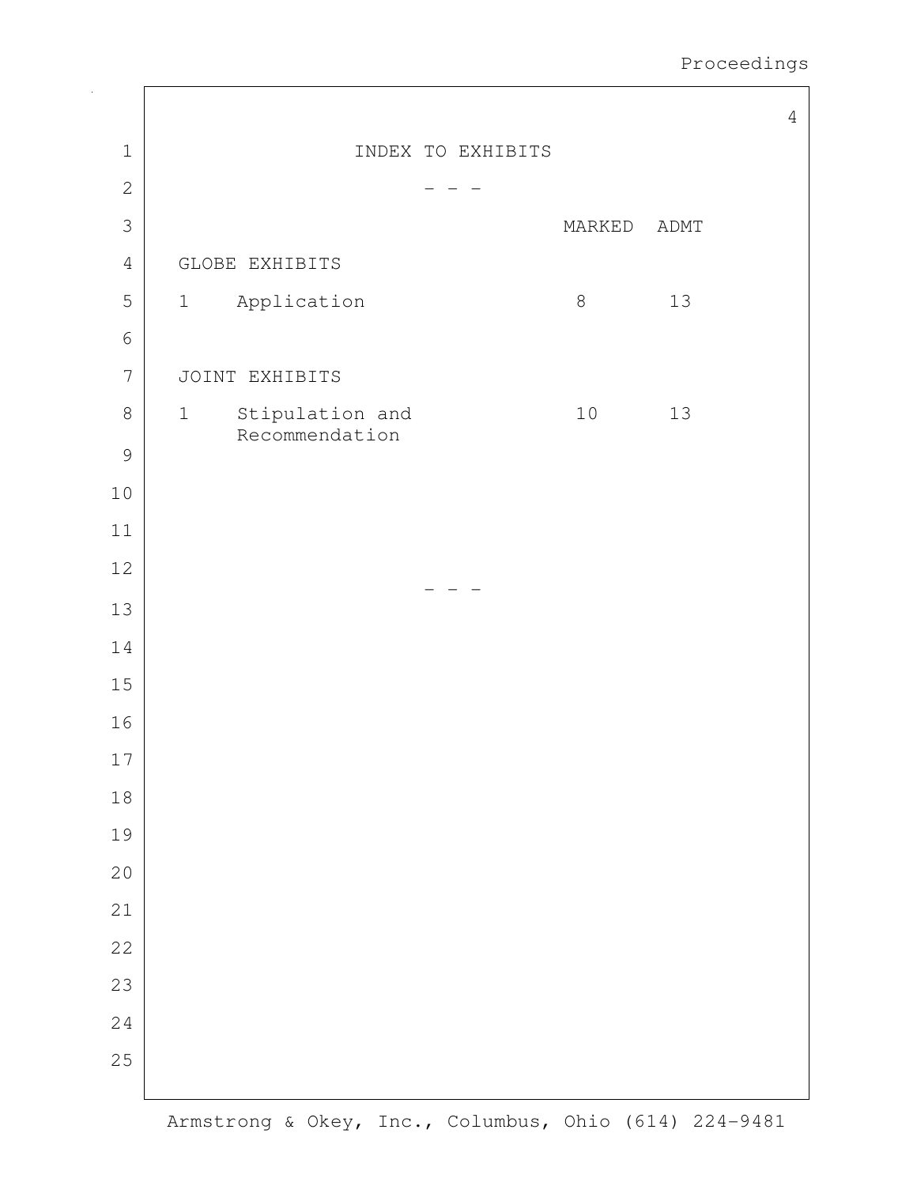# INDEX TO EXHIBITS

- - -

| | | MARKED | ADMT |
|---|---|---|---|
| **GLOBE EXHIBITS** | | | |
| 1 | Application | 8 | 13 |
| **JOINT EXHIBITS** | | | |
| 1 | Stipulation and Recommendation | 10 | 13 |

- - -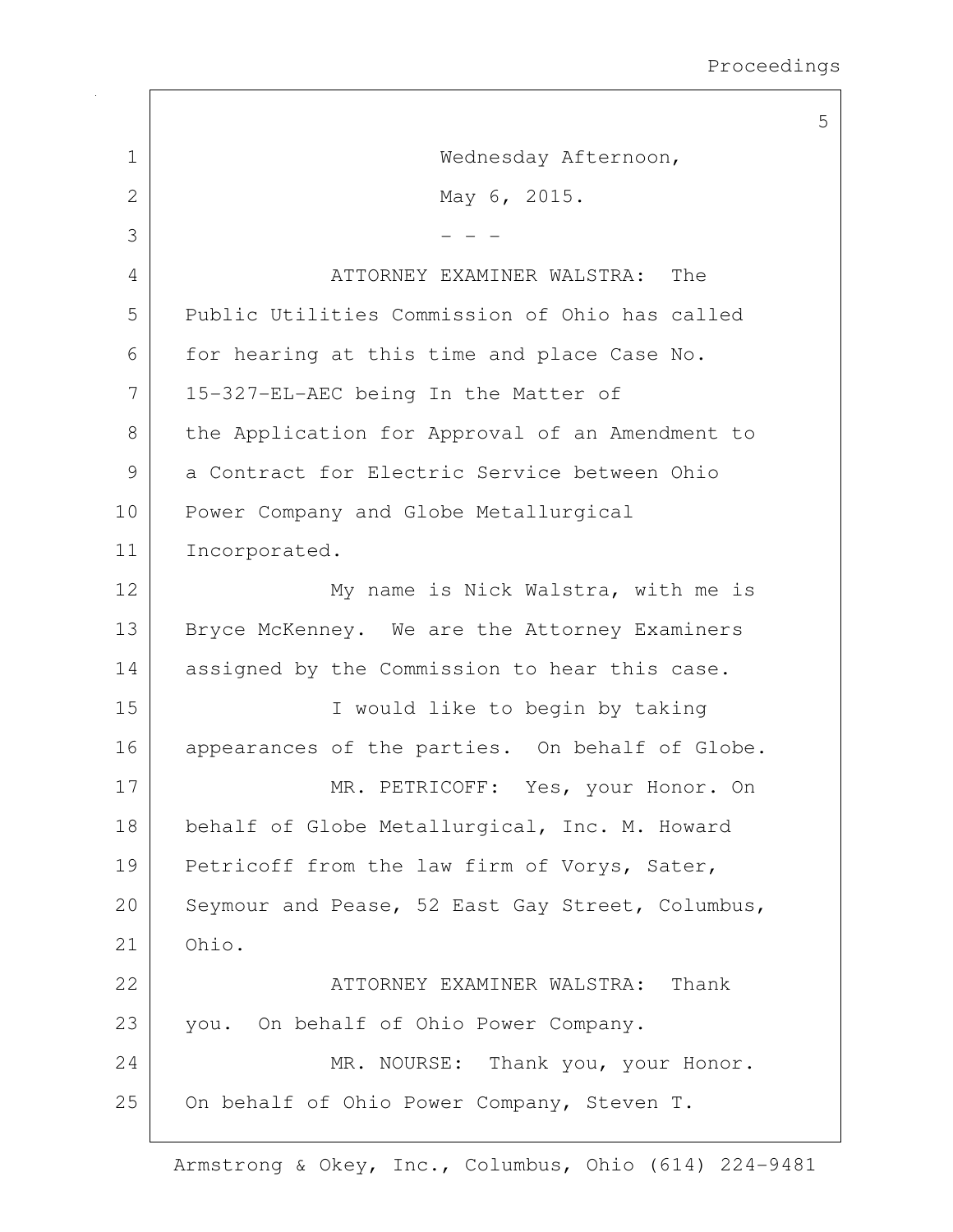Wednesday Afternoon,

May 6, 2015.

- - -

ATTORNEY EXAMINER WALSTRA: The Public Utilities Commission of Ohio has called for hearing at this time and place Case No. 15-327-EL-AEC being In the Matter of the Application for Approval of an Amendment to a Contract for Electric Service between Ohio Power Company and Globe Metallurgical Incorporated.

My name is Nick Walstra, with me is Bryce McKenney. We are the Attorney Examiners assigned by the Commission to hear this case.

I would like to begin by taking appearances of the parties. On behalf of Globe.

MR. PETRICOFF: Yes, your Honor. On behalf of Globe Metallurgical, Inc. M. Howard Petricoff from the law firm of Vorys, Sater, Seymour and Pease, 52 East Gay Street, Columbus, Ohio.

ATTORNEY EXAMINER WALSTRA: Thank you. On behalf of Ohio Power Company.

MR. NOURSE: Thank you, your Honor. On behalf of Ohio Power Company, Steven T.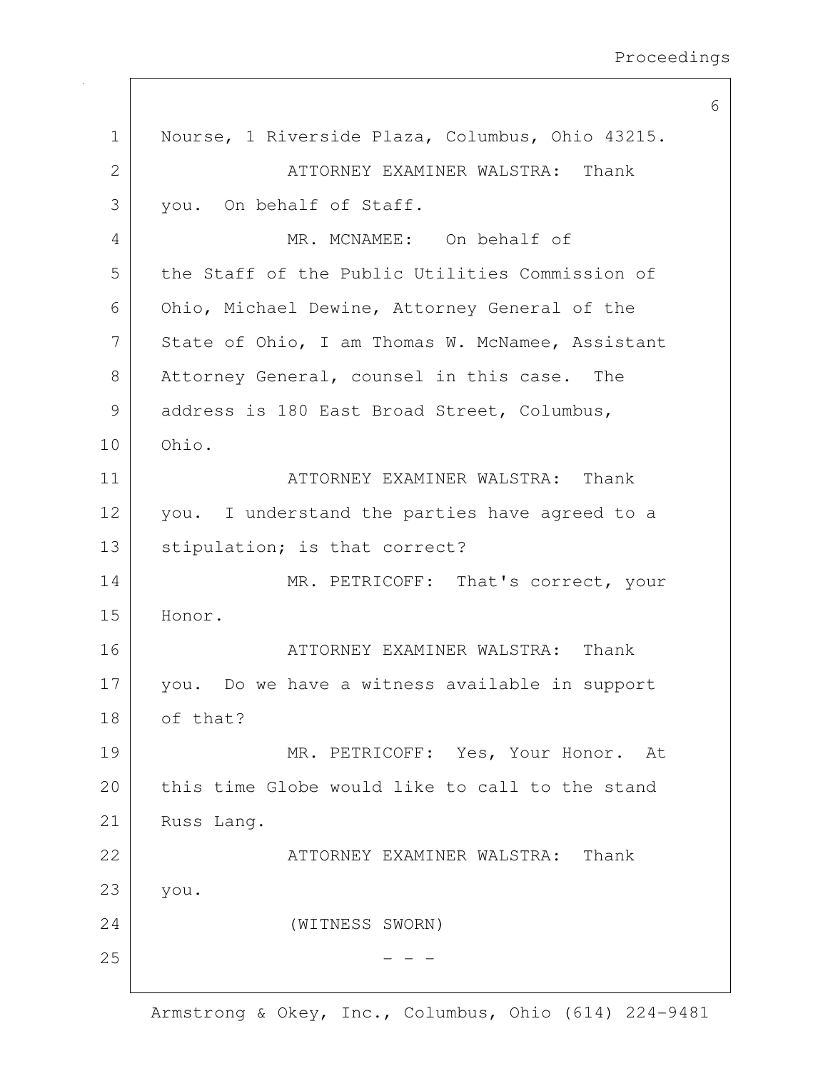Nourse, 1 Riverside Plaza, Columbus, Ohio 43215.

ATTORNEY EXAMINER WALSTRA: Thank you. On behalf of Staff.

MR. MCNAMEE: On behalf of the Staff of the Public Utilities Commission of Ohio, Michael Dewine, Attorney General of the State of Ohio, I am Thomas W. McNamee, Assistant Attorney General, counsel in this case. The address is 180 East Broad Street, Columbus, Ohio.

ATTORNEY EXAMINER WALSTRA: Thank you. I understand the parties have agreed to a stipulation; is that correct?

MR. PETRICOFF: That's correct, your Honor.

ATTORNEY EXAMINER WALSTRA: Thank you. Do we have a witness available in support of that?

MR. PETRICOFF: Yes, Your Honor. At this time Globe would like to call to the stand Russ Lang.

ATTORNEY EXAMINER WALSTRA: Thank you.

(WITNESS SWORN)

\- - -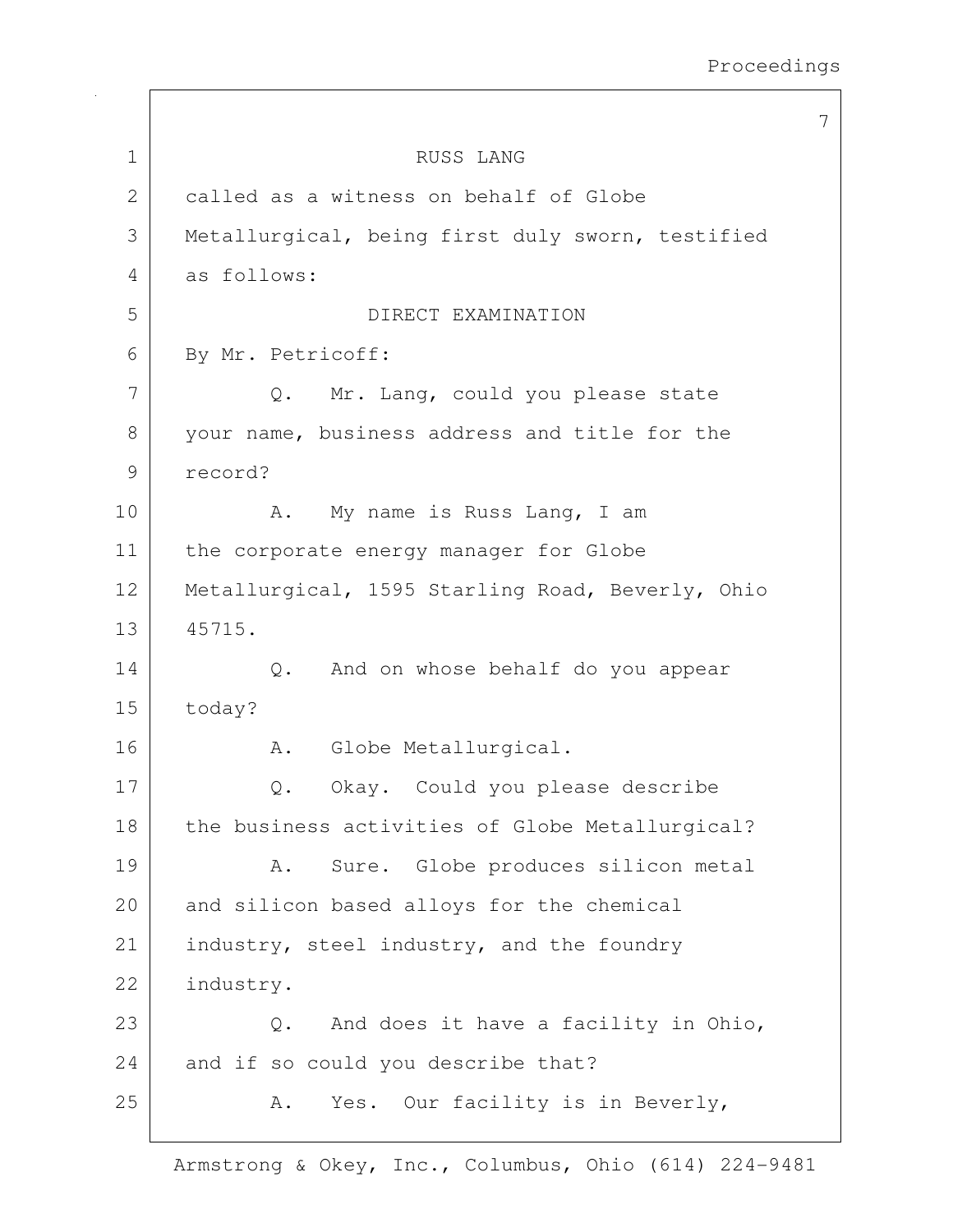RUSS LANG

called as a witness on behalf of Globe Metallurgical, being first duly sworn, testified as follows:

DIRECT EXAMINATION

By Mr. Petricoff:

Q. Mr. Lang, could you please state your name, business address and title for the record?

A. My name is Russ Lang, I am the corporate energy manager for Globe Metallurgical, 1595 Starling Road, Beverly, Ohio 45715.

Q. And on whose behalf do you appear today?

A. Globe Metallurgical.

Q. Okay. Could you please describe the business activities of Globe Metallurgical?

A. Sure. Globe produces silicon metal and silicon based alloys for the chemical industry, steel industry, and the foundry industry.

Q. And does it have a facility in Ohio, and if so could you describe that?

A. Yes. Our facility is in Beverly,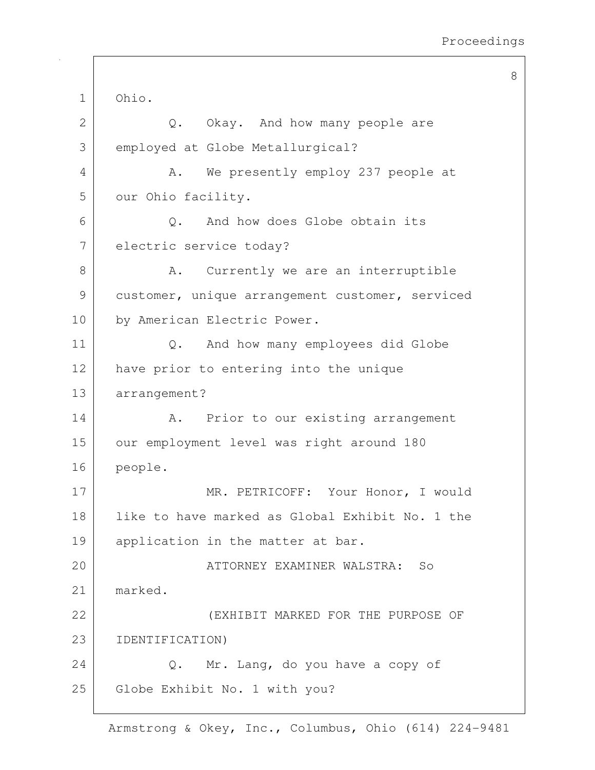Ohio.

Q. Okay. And how many people are employed at Globe Metallurgical?

A. We presently employ 237 people at our Ohio facility.

Q. And how does Globe obtain its electric service today?

A. Currently we are an interruptible customer, unique arrangement customer, serviced by American Electric Power.

Q. And how many employees did Globe have prior to entering into the unique arrangement?

A. Prior to our existing arrangement our employment level was right around 180 people.

MR. PETRICOFF: Your Honor, I would like to have marked as Global Exhibit No. 1 the application in the matter at bar.

ATTORNEY EXAMINER WALSTRA: So marked.

(EXHIBIT MARKED FOR THE PURPOSE OF IDENTIFICATION)

Q. Mr. Lang, do you have a copy of Globe Exhibit No. 1 with you?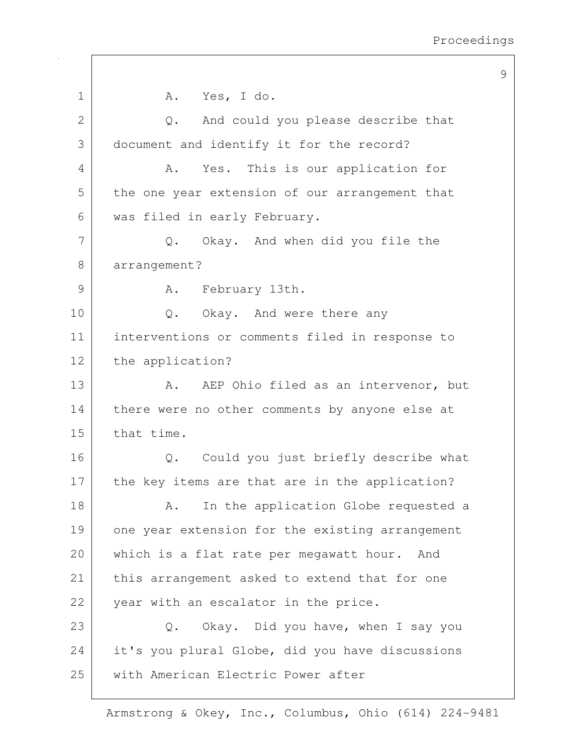A. Yes, I do.

Q. And could you please describe that document and identify it for the record?

A. Yes. This is our application for the one year extension of our arrangement that was filed in early February.

Q. Okay. And when did you file the arrangement?

A. February 13th.

Q. Okay. And were there any interventions or comments filed in response to the application?

A. AEP Ohio filed as an intervenor, but there were no other comments by anyone else at that time.

Q. Could you just briefly describe what the key items are that are in the application?

A. In the application Globe requested a one year extension for the existing arrangement which is a flat rate per megawatt hour. And this arrangement asked to extend that for one year with an escalator in the price.

Q. Okay. Did you have, when I say you it's you plural Globe, did you have discussions with American Electric Power after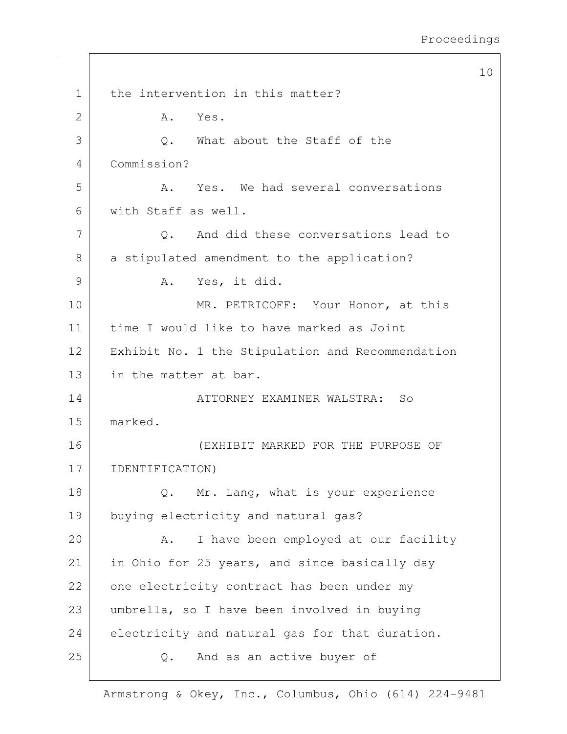1 the intervention in this matter?

2 A. Yes.

3 Q. What about the Staff of the

4 Commission?

5 A. Yes. We had several conversations

6 with Staff as well.

7 Q. And did these conversations lead to

8 a stipulated amendment to the application?

9 A. Yes, it did.

10 MR. PETRICOFF: Your Honor, at this

11 time I would like to have marked as Joint

12 Exhibit No. 1 the Stipulation and Recommendation

13 in the matter at bar.

14 ATTORNEY EXAMINER WALSTRA: So

15 marked.

16 (EXHIBIT MARKED FOR THE PURPOSE OF

17 IDENTIFICATION)

18 Q. Mr. Lang, what is your experience

19 buying electricity and natural gas?

20 A. I have been employed at our facility

21 in Ohio for 25 years, and since basically day

22 one electricity contract has been under my

23 umbrella, so I have been involved in buying

24 electricity and natural gas for that duration.

25 Q. And as an active buyer of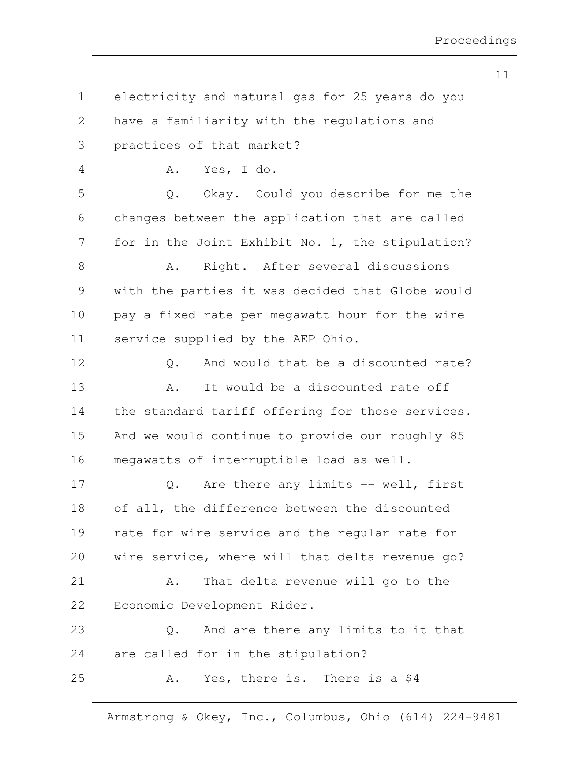1 electricity and natural gas for 25 years do you
2 have a familiarity with the regulations and
3 practices of that market?
4 A. Yes, I do.
5 Q. Okay. Could you describe for me the
6 changes between the application that are called
7 for in the Joint Exhibit No. 1, the stipulation?
8 A. Right. After several discussions
9 with the parties it was decided that Globe would
10 pay a fixed rate per megawatt hour for the wire
11 service supplied by the AEP Ohio.
12 Q. And would that be a discounted rate?
13 A. It would be a discounted rate off
14 the standard tariff offering for those services.
15 And we would continue to provide our roughly 85
16 megawatts of interruptible load as well.
17 Q. Are there any limits -- well, first
18 of all, the difference between the discounted
19 rate for wire service and the regular rate for
20 wire service, where will that delta revenue go?
21 A. That delta revenue will go to the
22 Economic Development Rider.
23 Q. And are there any limits to it that
24 are called for in the stipulation?
25 A. Yes, there is. There is a $4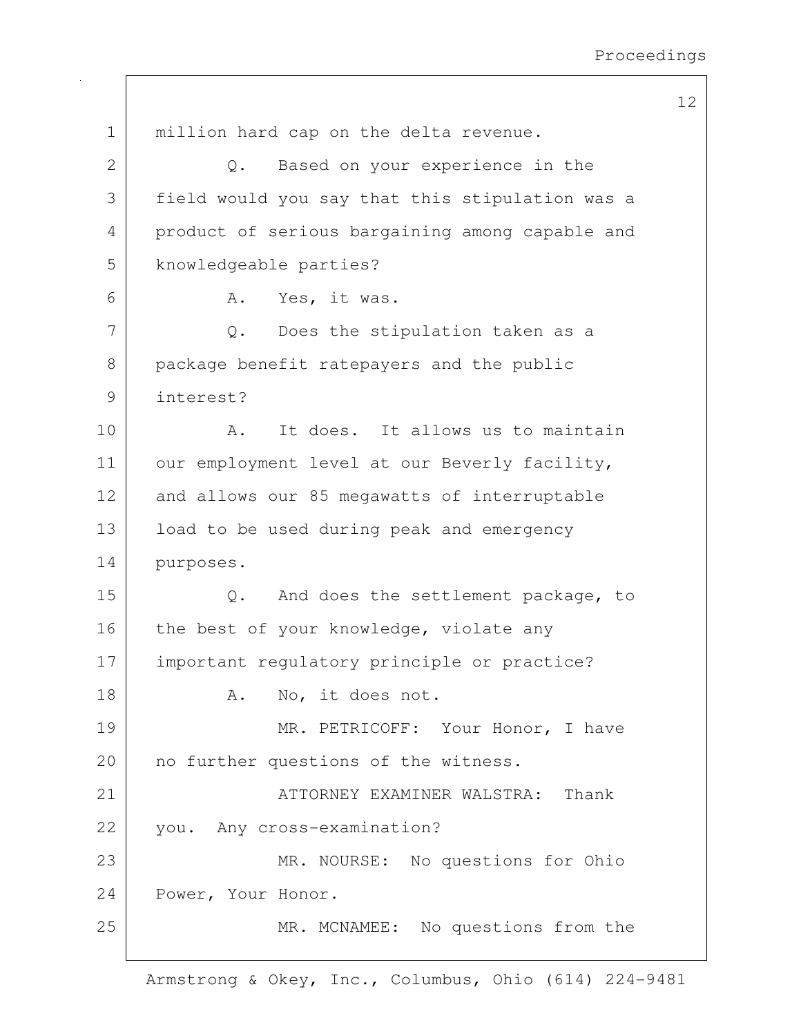million hard cap on the delta revenue.

Q. Based on your experience in the field would you say that this stipulation was a product of serious bargaining among capable and knowledgeable parties?

A. Yes, it was.

Q. Does the stipulation taken as a package benefit ratepayers and the public interest?

A. It does. It allows us to maintain our employment level at our Beverly facility, and allows our 85 megawatts of interruptable load to be used during peak and emergency purposes.

Q. And does the settlement package, to the best of your knowledge, violate any important regulatory principle or practice?

A. No, it does not.

MR. PETRICOFF: Your Honor, I have no further questions of the witness.

ATTORNEY EXAMINER WALSTRA: Thank you. Any cross-examination?

MR. NOURSE: No questions for Ohio Power, Your Honor.

MR. MCNAMEE: No questions from the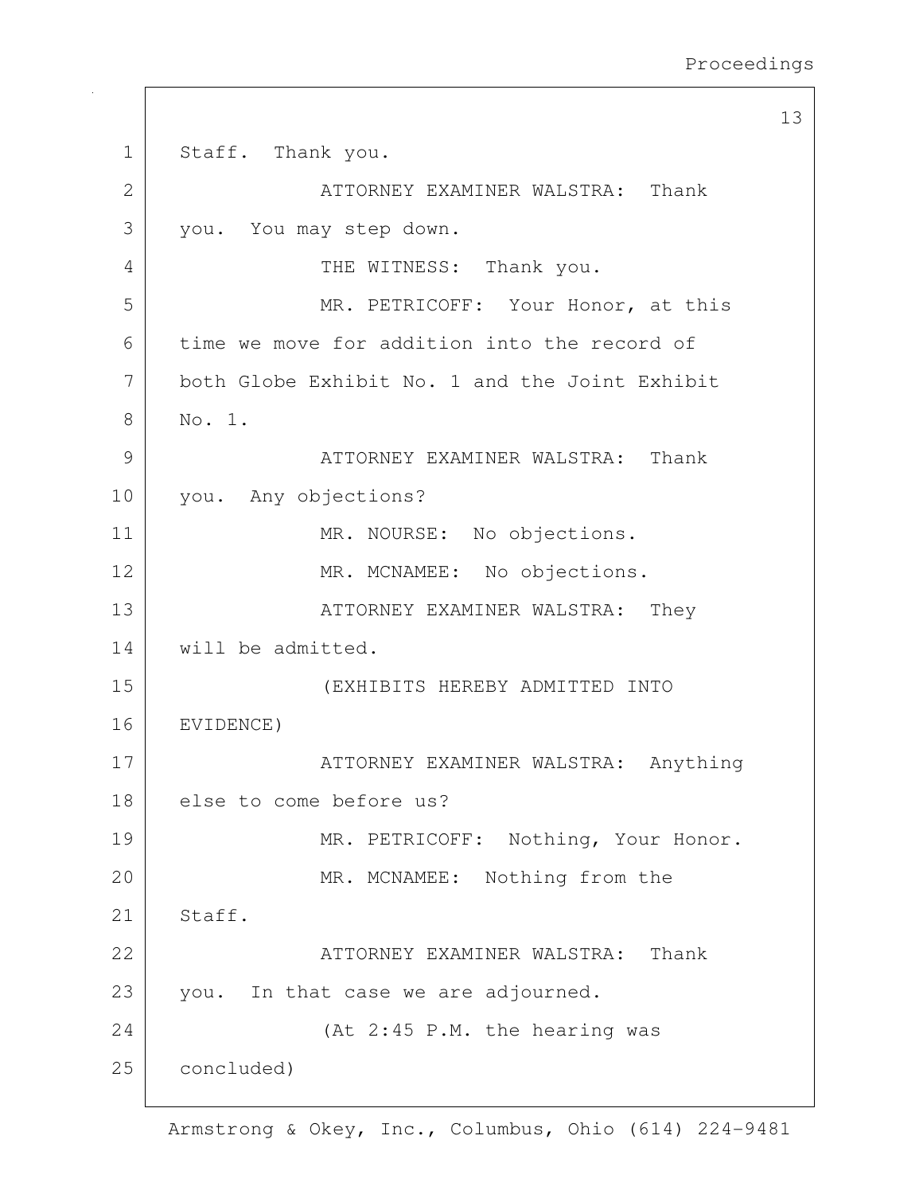Staff. Thank you.

ATTORNEY EXAMINER WALSTRA: Thank you. You may step down.

THE WITNESS: Thank you.

MR. PETRICOFF: Your Honor, at this time we move for addition into the record of both Globe Exhibit No. 1 and the Joint Exhibit No. 1.

ATTORNEY EXAMINER WALSTRA: Thank you. Any objections?

MR. NOURSE: No objections.

MR. MCNAMEE: No objections.

ATTORNEY EXAMINER WALSTRA: They will be admitted.

(EXHIBITS HEREBY ADMITTED INTO EVIDENCE)

ATTORNEY EXAMINER WALSTRA: Anything else to come before us?

MR. PETRICOFF: Nothing, Your Honor.

MR. MCNAMEE: Nothing from the Staff.

ATTORNEY EXAMINER WALSTRA: Thank you. In that case we are adjourned.

(At 2:45 P.M. the hearing was concluded)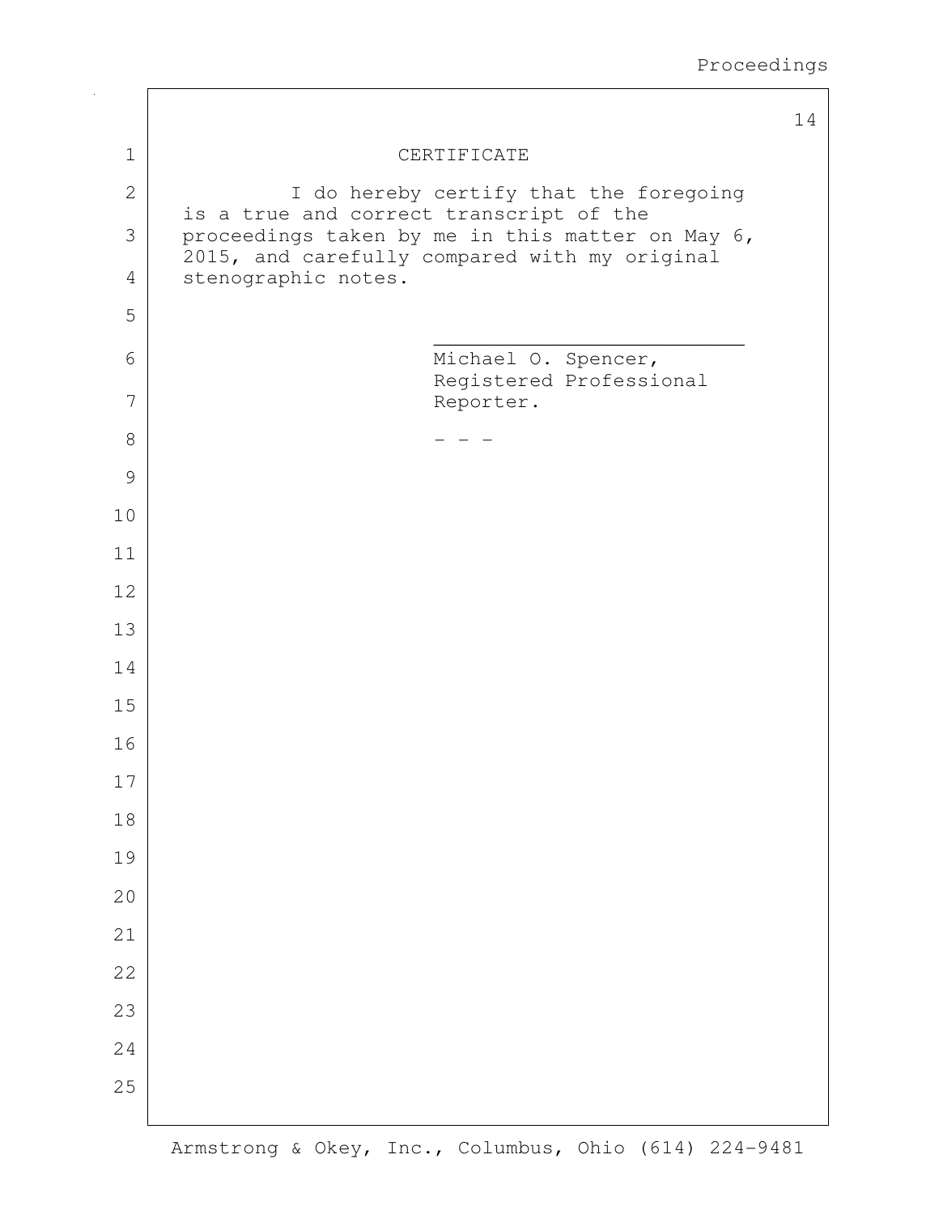# CERTIFICATE

I do hereby certify that the foregoing is a true and correct transcript of the proceedings taken by me in this matter on May 6, 2015, and carefully compared with my original stenographic notes.

\_\_\_\_\_\_\_\_\_\_\_\_\_\_\_\_\_\_\_\_\_\_\_\_\_\_\_\_

Michael O. Spencer,
Registered Professional
Reporter.

\- - -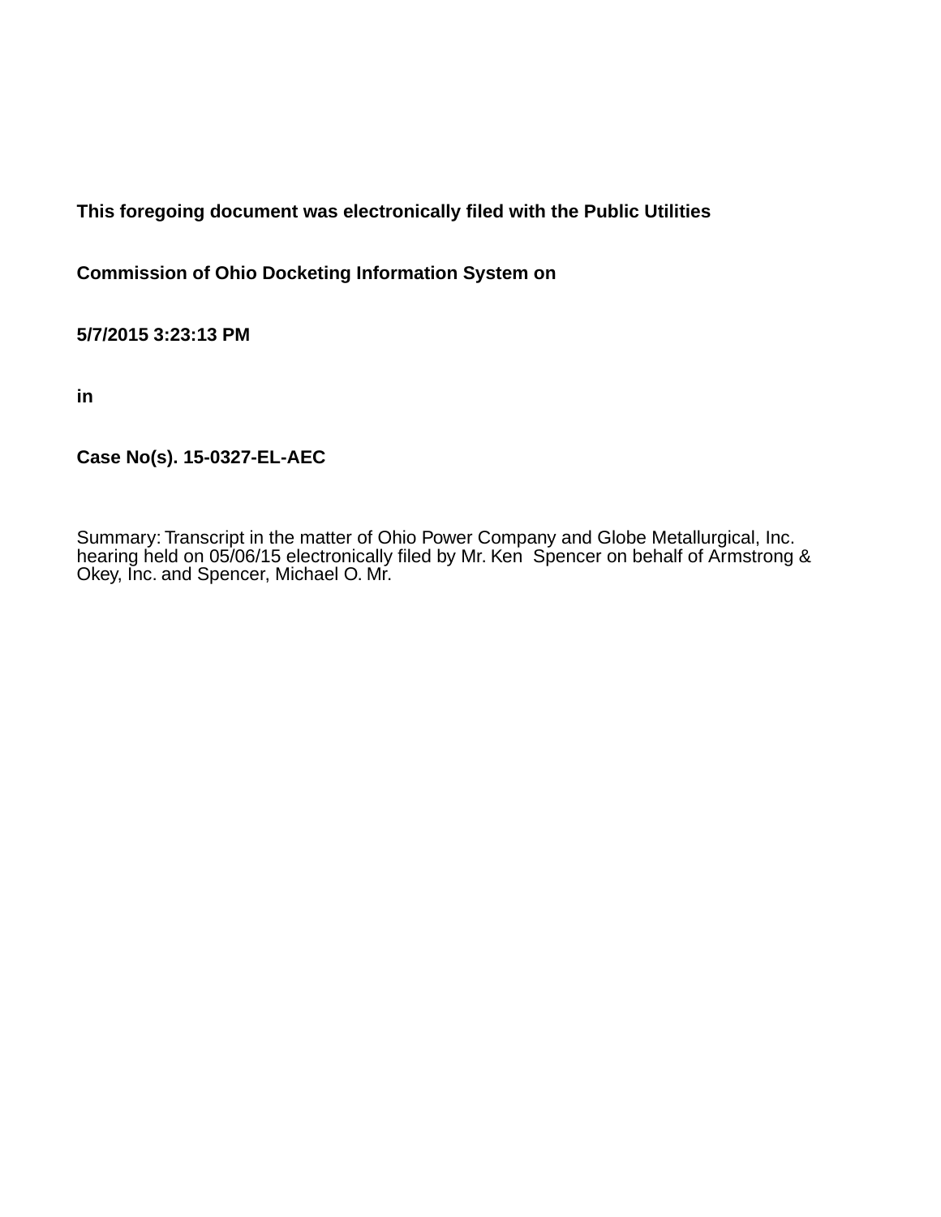**This foregoing document was electronically filed with the Public Utilities**

**Commission of Ohio Docketing Information System on**

**5/7/2015 3:23:13 PM**

**in**

**Case No(s). 15-0327-EL-AEC**

Summary: Transcript in the matter of Ohio Power Company and Globe Metallurgical, Inc. hearing held on 05/06/15 electronically filed by Mr. Ken Spencer on behalf of Armstrong & Okey, Inc. and Spencer, Michael O. Mr.